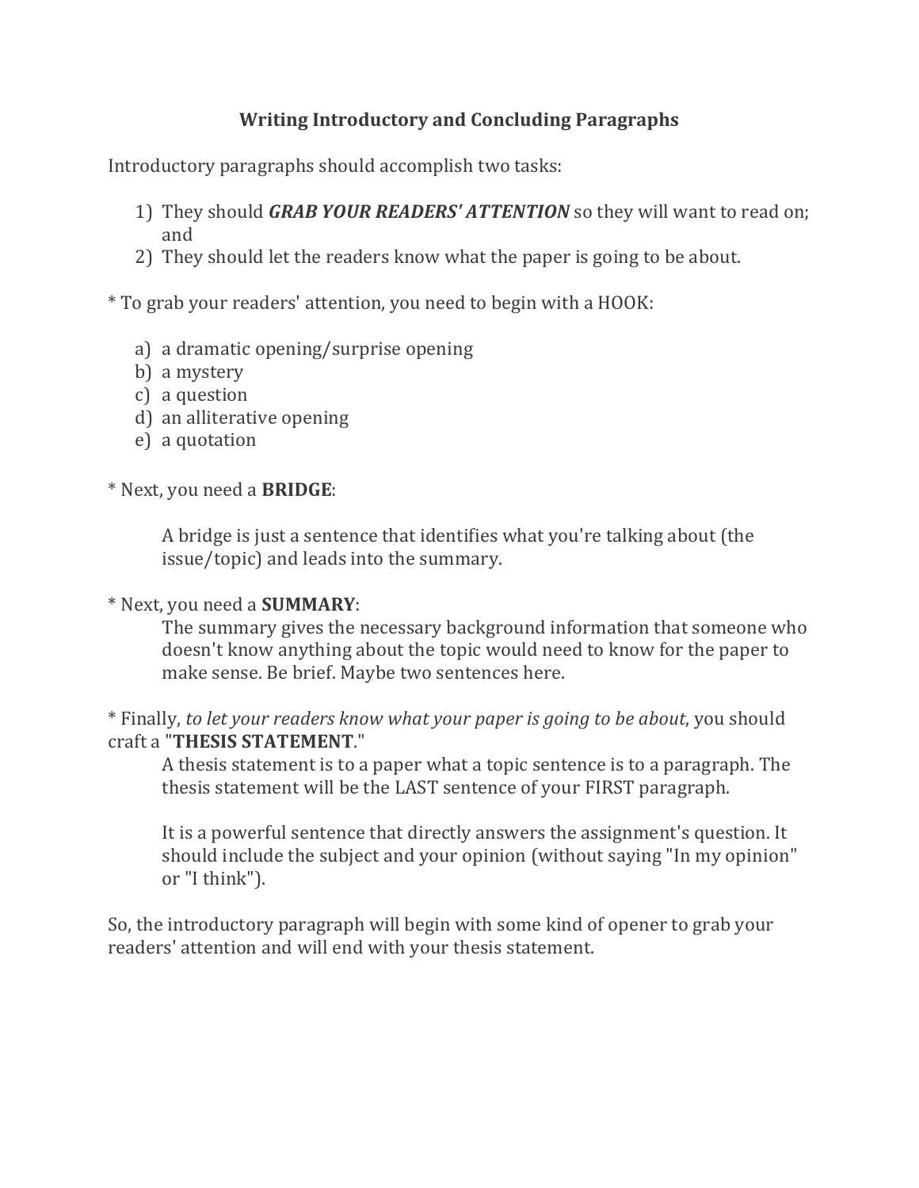# Writing Introductory and Concluding Paragraphs

Introductory paragraphs should accomplish two tasks:

1) They should ***GRAB YOUR READERS' ATTENTION*** so they will want to read on; and
2) They should let the readers know what the paper is going to be about.

* To grab your readers' attention, you need to begin with a HOOK:

a) a dramatic opening/surprise opening
b) a mystery
c) a question
d) an alliterative opening
e) a quotation

* Next, you need a **BRIDGE**:

A bridge is just a sentence that identifies what you're talking about (the issue/topic) and leads into the summary.

* Next, you need a **SUMMARY**:

The summary gives the necessary background information that someone who doesn't know anything about the topic would need to know for the paper to make sense. Be brief. Maybe two sentences here.

* Finally, *to let your readers know what your paper is going to be about*, you should craft a "**THESIS STATEMENT**."

A thesis statement is to a paper what a topic sentence is to a paragraph. The thesis statement will be the LAST sentence of your FIRST paragraph.

It is a powerful sentence that directly answers the assignment's question. It should include the subject and your opinion (without saying "In my opinion" or "I think").

So, the introductory paragraph will begin with some kind of opener to grab your readers' attention and will end with your thesis statement.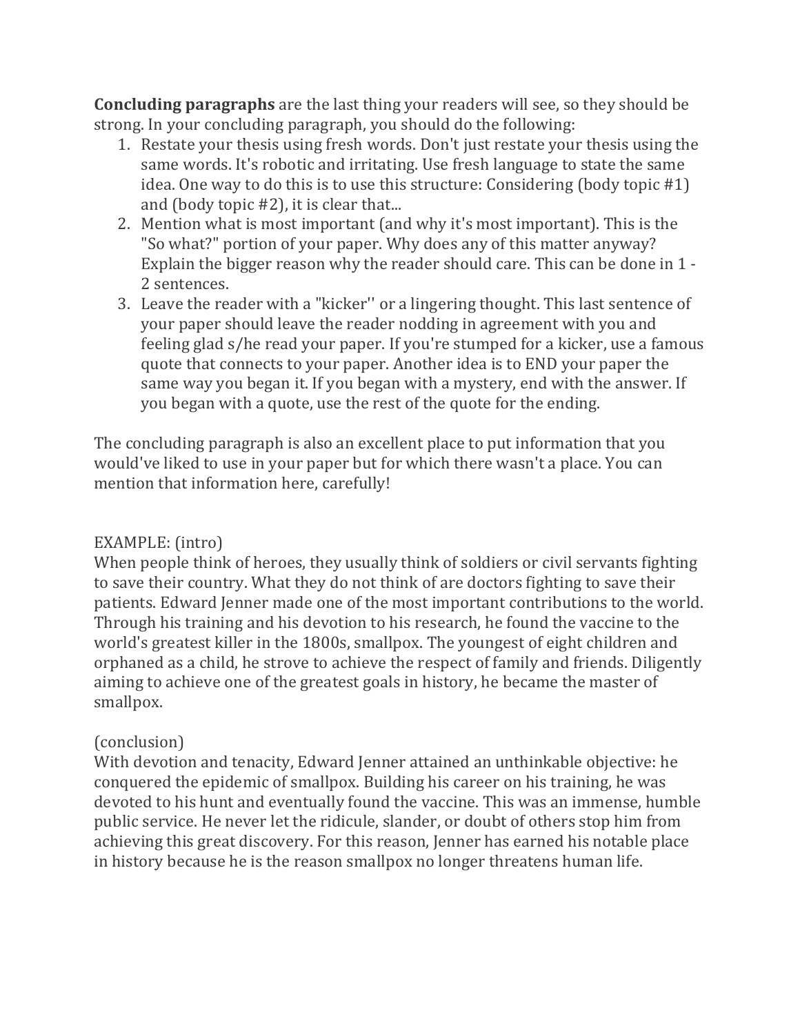**Concluding paragraphs** are the last thing your readers will see, so they should be strong. In your concluding paragraph, you should do the following:

1. Restate your thesis using fresh words. Don't just restate your thesis using the same words. It's robotic and irritating. Use fresh language to state the same idea. One way to do this is to use this structure: Considering (body topic #1) and (body topic #2), it is clear that...
2. Mention what is most important (and why it's most important). This is the "So what?" portion of your paper. Why does any of this matter anyway? Explain the bigger reason why the reader should care. This can be done in 1 - 2 sentences.
3. Leave the reader with a "kicker'' or a lingering thought. This last sentence of your paper should leave the reader nodding in agreement with you and feeling glad s/he read your paper. If you're stumped for a kicker, use a famous quote that connects to your paper. Another idea is to END your paper the same way you began it. If you began with a mystery, end with the answer. If you began with a quote, use the rest of the quote for the ending.

The concluding paragraph is also an excellent place to put information that you would've liked to use in your paper but for which there wasn't a place. You can mention that information here, carefully!

EXAMPLE: (intro)
When people think of heroes, they usually think of soldiers or civil servants fighting to save their country. What they do not think of are doctors fighting to save their patients. Edward Jenner made one of the most important contributions to the world. Through his training and his devotion to his research, he found the vaccine to the world's greatest killer in the 1800s, smallpox. The youngest of eight children and orphaned as a child, he strove to achieve the respect of family and friends. Diligently aiming to achieve one of the greatest goals in history, he became the master of smallpox.

(conclusion)
With devotion and tenacity, Edward Jenner attained an unthinkable objective: he conquered the epidemic of smallpox. Building his career on his training, he was devoted to his hunt and eventually found the vaccine. This was an immense, humble public service. He never let the ridicule, slander, or doubt of others stop him from achieving this great discovery. For this reason, Jenner has earned his notable place in history because he is the reason smallpox no longer threatens human life.